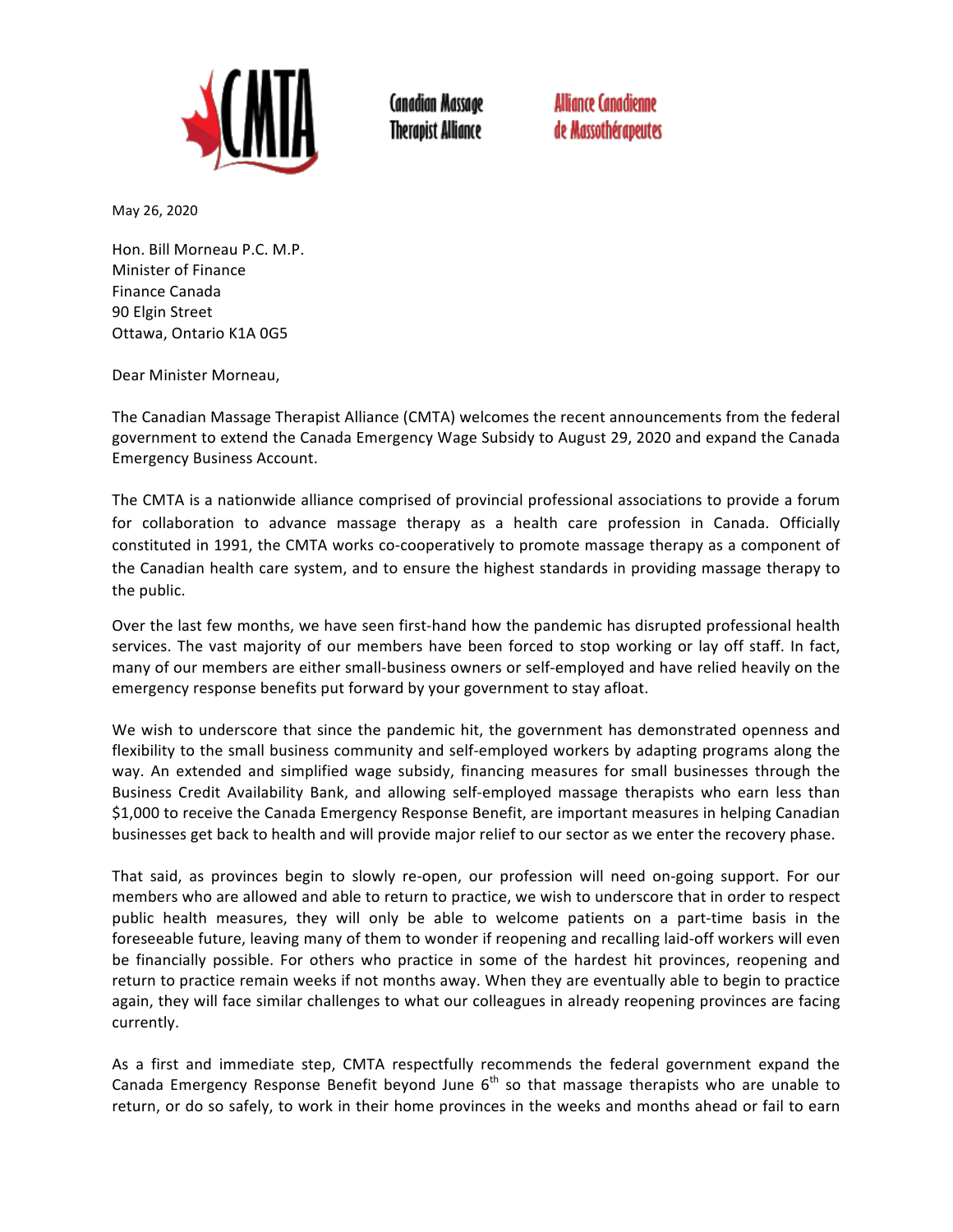CMTA

Canadian Massage Therapist Alliance

Alliance Canadienne de Massothérapeutes

May 26, 2020

Hon. Bill Morneau P.C. M.P.
Minister of Finance
Finance Canada
90 Elgin Street
Ottawa, Ontario K1A 0G5

Dear Minister Morneau,

The Canadian Massage Therapist Alliance (CMTA) welcomes the recent announcements from the federal government to extend the Canada Emergency Wage Subsidy to August 29, 2020 and expand the Canada Emergency Business Account.

The CMTA is a nationwide alliance comprised of provincial professional associations to provide a forum for collaboration to advance massage therapy as a health care profession in Canada. Officially constituted in 1991, the CMTA works co-cooperatively to promote massage therapy as a component of the Canadian health care system, and to ensure the highest standards in providing massage therapy to the public.

Over the last few months, we have seen first-hand how the pandemic has disrupted professional health services. The vast majority of our members have been forced to stop working or lay off staff. In fact, many of our members are either small-business owners or self-employed and have relied heavily on the emergency response benefits put forward by your government to stay afloat.

We wish to underscore that since the pandemic hit, the government has demonstrated openness and flexibility to the small business community and self-employed workers by adapting programs along the way. An extended and simplified wage subsidy, financing measures for small businesses through the Business Credit Availability Bank, and allowing self-employed massage therapists who earn less than $1,000 to receive the Canada Emergency Response Benefit, are important measures in helping Canadian businesses get back to health and will provide major relief to our sector as we enter the recovery phase.

That said, as provinces begin to slowly re-open, our profession will need on-going support. For our members who are allowed and able to return to practice, we wish to underscore that in order to respect public health measures, they will only be able to welcome patients on a part-time basis in the foreseeable future, leaving many of them to wonder if reopening and recalling laid-off workers will even be financially possible. For others who practice in some of the hardest hit provinces, reopening and return to practice remain weeks if not months away. When they are eventually able to begin to practice again, they will face similar challenges to what our colleagues in already reopening provinces are facing currently.

As a first and immediate step, CMTA respectfully recommends the federal government expand the Canada Emergency Response Benefit beyond June 6th so that massage therapists who are unable to return, or do so safely, to work in their home provinces in the weeks and months ahead or fail to earn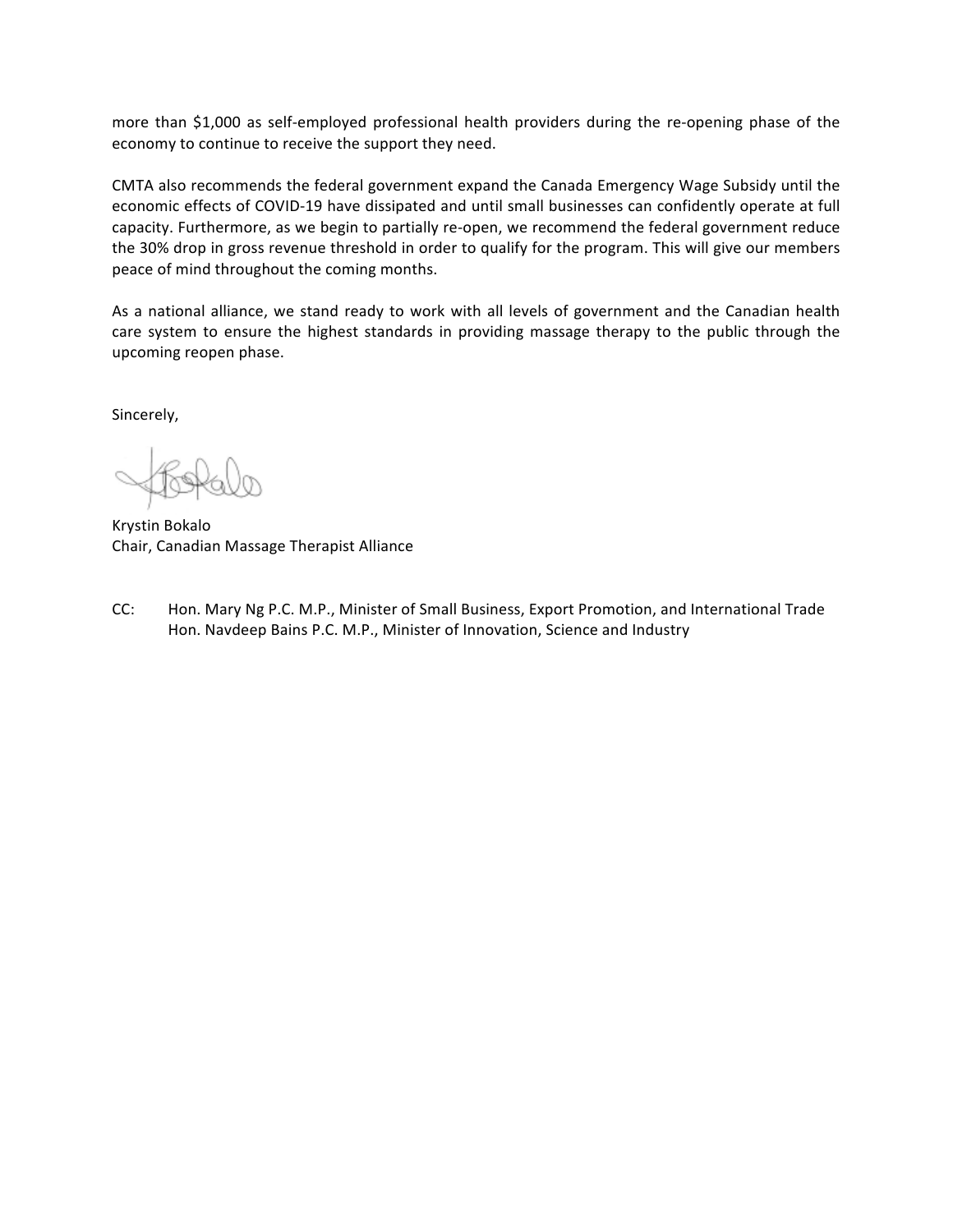more than $1,000 as self-employed professional health providers during the re-opening phase of the economy to continue to receive the support they need.

CMTA also recommends the federal government expand the Canada Emergency Wage Subsidy until the economic effects of COVID-19 have dissipated and until small businesses can confidently operate at full capacity. Furthermore, as we begin to partially re-open, we recommend the federal government reduce the 30% drop in gross revenue threshold in order to qualify for the program. This will give our members peace of mind throughout the coming months.

As a national alliance, we stand ready to work with all levels of government and the Canadian health care system to ensure the highest standards in providing massage therapy to the public through the upcoming reopen phase.

Sincerely,

Krystin Bokalo
Chair, Canadian Massage Therapist Alliance

CC: Hon. Mary Ng P.C. M.P., Minister of Small Business, Export Promotion, and International Trade
Hon. Navdeep Bains P.C. M.P., Minister of Innovation, Science and Industry